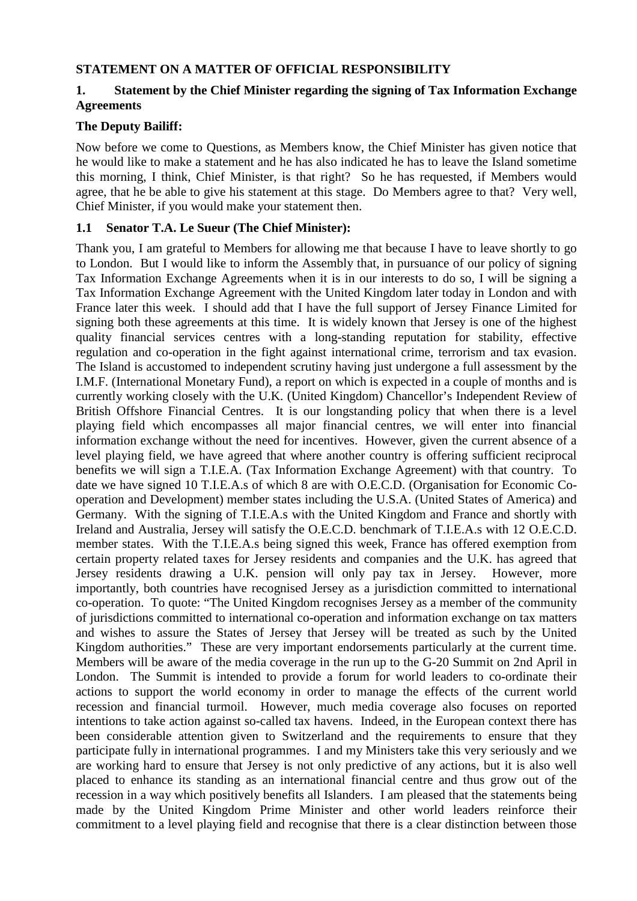**STATEMENT ON A MATTER OF OFFICIAL RESPONSIBILITY**

**1. Statement by the Chief Minister regarding the signing of Tax Information Exchange Agreements**

**The Deputy Bailiff:**

Now before we come to Questions, as Members know, the Chief Minister has given notice that he would like to make a statement and he has also indicated he has to leave the Island sometime this morning, I think, Chief Minister, is that right? So he has requested, if Members would agree, that he be able to give his statement at this stage. Do Members agree to that? Very well, Chief Minister, if you would make your statement then.

**1.1 Senator T.A. Le Sueur (The Chief Minister):**

Thank you, I am grateful to Members for allowing me that because I have to leave shortly to go to London. But I would like to inform the Assembly that, in pursuance of our policy of signing Tax Information Exchange Agreements when it is in our interests to do so, I will be signing a Tax Information Exchange Agreement with the United Kingdom later today in London and with France later this week. I should add that I have the full support of Jersey Finance Limited for signing both these agreements at this time. It is widely known that Jersey is one of the highest quality financial services centres with a long-standing reputation for stability, effective regulation and co-operation in the fight against international crime, terrorism and tax evasion. The Island is accustomed to independent scrutiny having just undergone a full assessment by the I.M.F. (International Monetary Fund), a report on which is expected in a couple of months and is currently working closely with the U.K. (United Kingdom) Chancellor's Independent Review of British Offshore Financial Centres. It is our longstanding policy that when there is a level playing field which encompasses all major financial centres, we will enter into financial information exchange without the need for incentives. However, given the current absence of a level playing field, we have agreed that where another country is offering sufficient reciprocal benefits we will sign a T.I.E.A. (Tax Information Exchange Agreement) with that country. To date we have signed 10 T.I.E.A.s of which 8 are with O.E.C.D. (Organisation for Economic Co-operation and Development) member states including the U.S.A. (United States of America) and Germany. With the signing of T.I.E.A.s with the United Kingdom and France and shortly with Ireland and Australia, Jersey will satisfy the O.E.C.D. benchmark of T.I.E.A.s with 12 O.E.C.D. member states. With the T.I.E.A.s being signed this week, France has offered exemption from certain property related taxes for Jersey residents and companies and the U.K. has agreed that Jersey residents drawing a U.K. pension will only pay tax in Jersey. However, more importantly, both countries have recognised Jersey as a jurisdiction committed to international co-operation. To quote: "The United Kingdom recognises Jersey as a member of the community of jurisdictions committed to international co-operation and information exchange on tax matters and wishes to assure the States of Jersey that Jersey will be treated as such by the United Kingdom authorities." These are very important endorsements particularly at the current time. Members will be aware of the media coverage in the run up to the G-20 Summit on 2nd April in London. The Summit is intended to provide a forum for world leaders to co-ordinate their actions to support the world economy in order to manage the effects of the current world recession and financial turmoil. However, much media coverage also focuses on reported intentions to take action against so-called tax havens. Indeed, in the European context there has been considerable attention given to Switzerland and the requirements to ensure that they participate fully in international programmes. I and my Ministers take this very seriously and we are working hard to ensure that Jersey is not only predictive of any actions, but it is also well placed to enhance its standing as an international financial centre and thus grow out of the recession in a way which positively benefits all Islanders. I am pleased that the statements being made by the United Kingdom Prime Minister and other world leaders reinforce their commitment to a level playing field and recognise that there is a clear distinction between those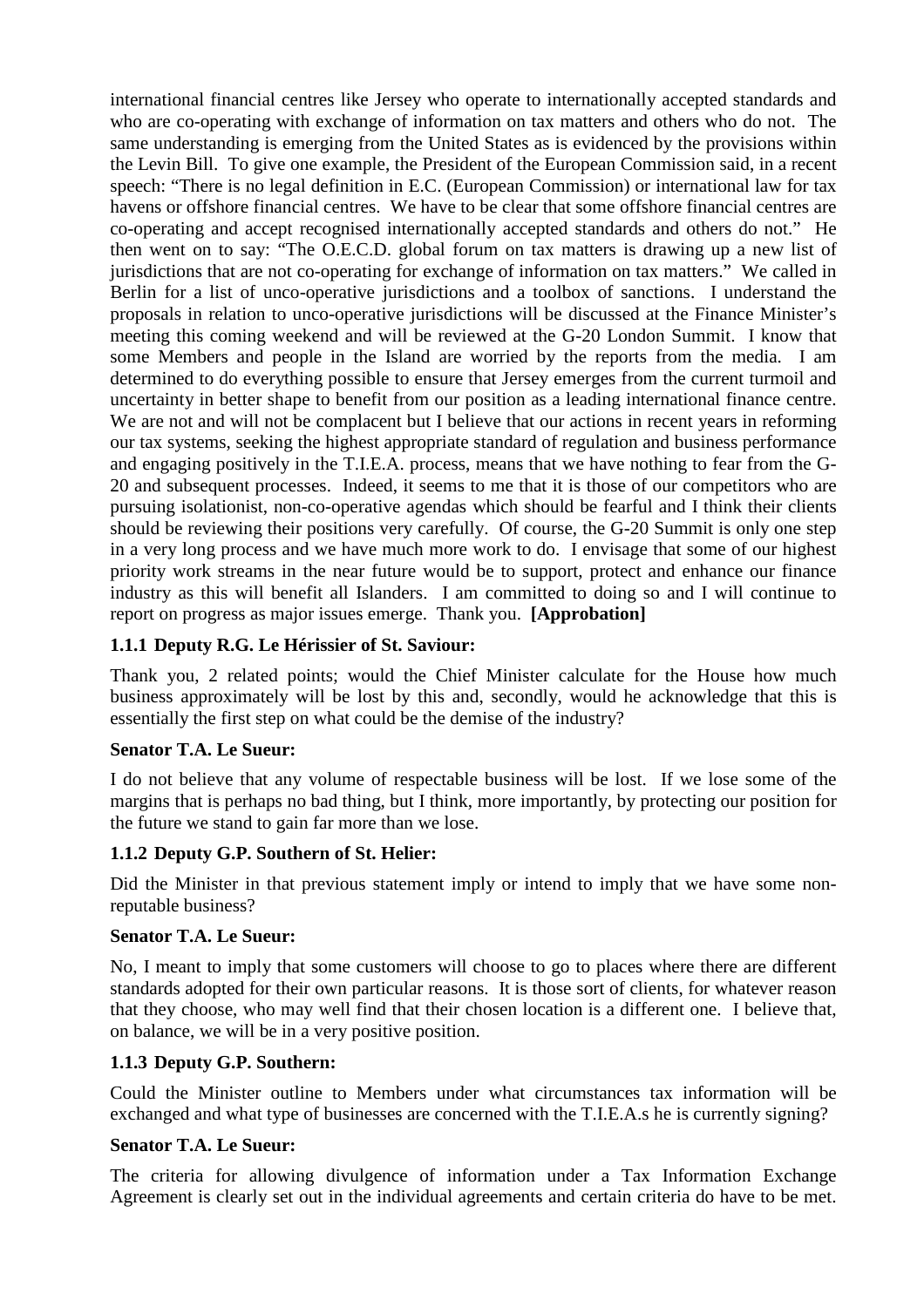international financial centres like Jersey who operate to internationally accepted standards and who are co-operating with exchange of information on tax matters and others who do not. The same understanding is emerging from the United States as is evidenced by the provisions within the Levin Bill. To give one example, the President of the European Commission said, in a recent speech: "There is no legal definition in E.C. (European Commission) or international law for tax havens or offshore financial centres. We have to be clear that some offshore financial centres are co-operating and accept recognised internationally accepted standards and others do not." He then went on to say: "The O.E.C.D. global forum on tax matters is drawing up a new list of jurisdictions that are not co-operating for exchange of information on tax matters." We called in Berlin for a list of unco-operative jurisdictions and a toolbox of sanctions. I understand the proposals in relation to unco-operative jurisdictions will be discussed at the Finance Minister's meeting this coming weekend and will be reviewed at the G-20 London Summit. I know that some Members and people in the Island are worried by the reports from the media. I am determined to do everything possible to ensure that Jersey emerges from the current turmoil and uncertainty in better shape to benefit from our position as a leading international finance centre. We are not and will not be complacent but I believe that our actions in recent years in reforming our tax systems, seeking the highest appropriate standard of regulation and business performance and engaging positively in the T.I.E.A. process, means that we have nothing to fear from the G-20 and subsequent processes. Indeed, it seems to me that it is those of our competitors who are pursuing isolationist, non-co-operative agendas which should be fearful and I think their clients should be reviewing their positions very carefully. Of course, the G-20 Summit is only one step in a very long process and we have much more work to do. I envisage that some of our highest priority work streams in the near future would be to support, protect and enhance our finance industry as this will benefit all Islanders. I am committed to doing so and I will continue to report on progress as major issues emerge. Thank you. **[Approbation]**

### 1.1.1 Deputy R.G. Le Hérissier of St. Saviour:

Thank you, 2 related points; would the Chief Minister calculate for the House how much business approximately will be lost by this and, secondly, would he acknowledge that this is essentially the first step on what could be the demise of the industry?

**Senator T.A. Le Sueur:**

I do not believe that any volume of respectable business will be lost. If we lose some of the margins that is perhaps no bad thing, but I think, more importantly, by protecting our position for the future we stand to gain far more than we lose.

### 1.1.2 Deputy G.P. Southern of St. Helier:

Did the Minister in that previous statement imply or intend to imply that we have some non-reputable business?

**Senator T.A. Le Sueur:**

No, I meant to imply that some customers will choose to go to places where there are different standards adopted for their own particular reasons. It is those sort of clients, for whatever reason that they choose, who may well find that their chosen location is a different one. I believe that, on balance, we will be in a very positive position.

### 1.1.3 Deputy G.P. Southern:

Could the Minister outline to Members under what circumstances tax information will be exchanged and what type of businesses are concerned with the T.I.E.A.s he is currently signing?

**Senator T.A. Le Sueur:**

The criteria for allowing divulgence of information under a Tax Information Exchange Agreement is clearly set out in the individual agreements and certain criteria do have to be met.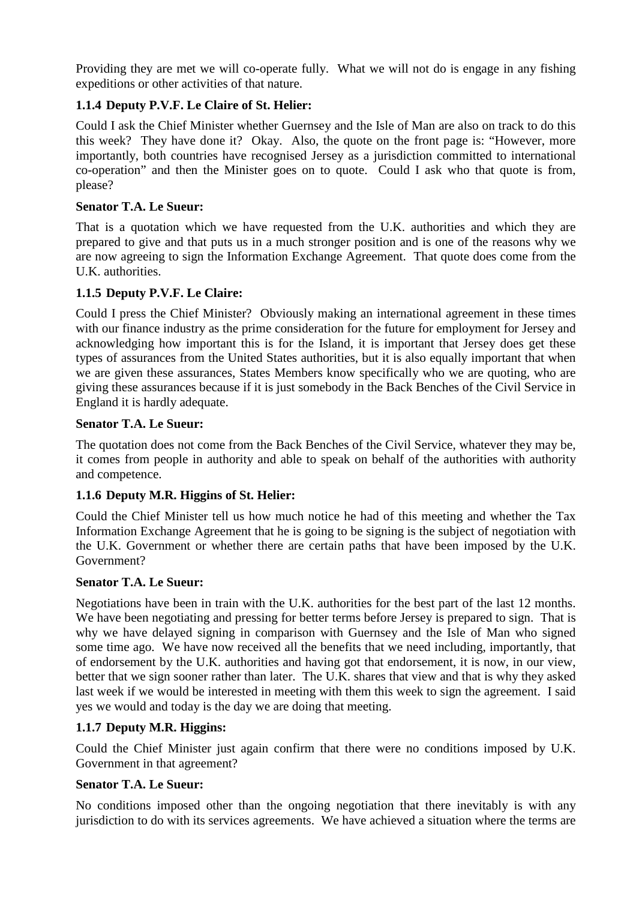Providing they are met we will co-operate fully. What we will not do is engage in any fishing expeditions or other activities of that nature.

### 1.1.4 Deputy P.V.F. Le Claire of St. Helier:

Could I ask the Chief Minister whether Guernsey and the Isle of Man are also on track to do this this week? They have done it? Okay. Also, the quote on the front page is: "However, more importantly, both countries have recognised Jersey as a jurisdiction committed to international co-operation" and then the Minister goes on to quote. Could I ask who that quote is from, please?

**Senator T.A. Le Sueur:**

That is a quotation which we have requested from the U.K. authorities and which they are prepared to give and that puts us in a much stronger position and is one of the reasons why we are now agreeing to sign the Information Exchange Agreement. That quote does come from the U.K. authorities.

### 1.1.5 Deputy P.V.F. Le Claire:

Could I press the Chief Minister? Obviously making an international agreement in these times with our finance industry as the prime consideration for the future for employment for Jersey and acknowledging how important this is for the Island, it is important that Jersey does get these types of assurances from the United States authorities, but it is also equally important that when we are given these assurances, States Members know specifically who we are quoting, who are giving these assurances because if it is just somebody in the Back Benches of the Civil Service in England it is hardly adequate.

**Senator T.A. Le Sueur:**

The quotation does not come from the Back Benches of the Civil Service, whatever they may be, it comes from people in authority and able to speak on behalf of the authorities with authority and competence.

### 1.1.6 Deputy M.R. Higgins of St. Helier:

Could the Chief Minister tell us how much notice he had of this meeting and whether the Tax Information Exchange Agreement that he is going to be signing is the subject of negotiation with the U.K. Government or whether there are certain paths that have been imposed by the U.K. Government?

**Senator T.A. Le Sueur:**

Negotiations have been in train with the U.K. authorities for the best part of the last 12 months. We have been negotiating and pressing for better terms before Jersey is prepared to sign. That is why we have delayed signing in comparison with Guernsey and the Isle of Man who signed some time ago. We have now received all the benefits that we need including, importantly, that of endorsement by the U.K. authorities and having got that endorsement, it is now, in our view, better that we sign sooner rather than later. The U.K. shares that view and that is why they asked last week if we would be interested in meeting with them this week to sign the agreement. I said yes we would and today is the day we are doing that meeting.

### 1.1.7 Deputy M.R. Higgins:

Could the Chief Minister just again confirm that there were no conditions imposed by U.K. Government in that agreement?

**Senator T.A. Le Sueur:**

No conditions imposed other than the ongoing negotiation that there inevitably is with any jurisdiction to do with its services agreements. We have achieved a situation where the terms are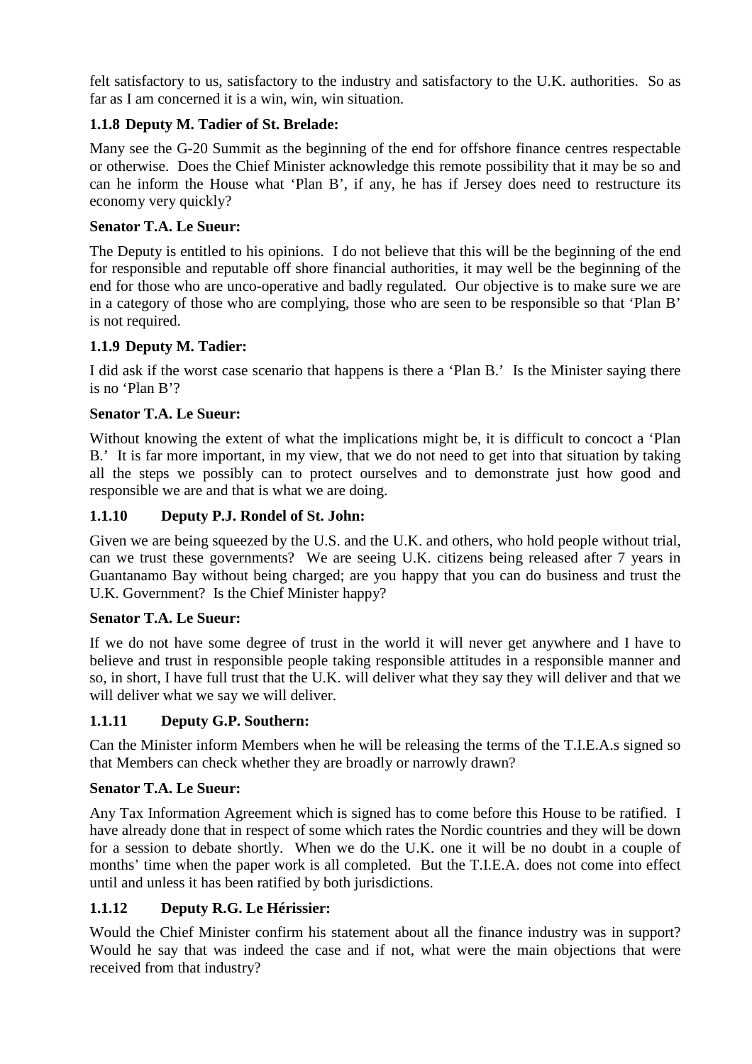felt satisfactory to us, satisfactory to the industry and satisfactory to the U.K. authorities. So as far as I am concerned it is a win, win, win situation.

### 1.1.8 Deputy M. Tadier of St. Brelade:

Many see the G-20 Summit as the beginning of the end for offshore finance centres respectable or otherwise. Does the Chief Minister acknowledge this remote possibility that it may be so and can he inform the House what 'Plan B', if any, he has if Jersey does need to restructure its economy very quickly?

**Senator T.A. Le Sueur:**

The Deputy is entitled to his opinions. I do not believe that this will be the beginning of the end for responsible and reputable off shore financial authorities, it may well be the beginning of the end for those who are unco-operative and badly regulated. Our objective is to make sure we are in a category of those who are complying, those who are seen to be responsible so that 'Plan B' is not required.

### 1.1.9 Deputy M. Tadier:

I did ask if the worst case scenario that happens is there a 'Plan B.' Is the Minister saying there is no 'Plan B'?

**Senator T.A. Le Sueur:**

Without knowing the extent of what the implications might be, it is difficult to concoct a 'Plan B.' It is far more important, in my view, that we do not need to get into that situation by taking all the steps we possibly can to protect ourselves and to demonstrate just how good and responsible we are and that is what we are doing.

### 1.1.10 Deputy P.J. Rondel of St. John:

Given we are being squeezed by the U.S. and the U.K. and others, who hold people without trial, can we trust these governments? We are seeing U.K. citizens being released after 7 years in Guantanamo Bay without being charged; are you happy that you can do business and trust the U.K. Government? Is the Chief Minister happy?

**Senator T.A. Le Sueur:**

If we do not have some degree of trust in the world it will never get anywhere and I have to believe and trust in responsible people taking responsible attitudes in a responsible manner and so, in short, I have full trust that the U.K. will deliver what they say they will deliver and that we will deliver what we say we will deliver.

### 1.1.11 Deputy G.P. Southern:

Can the Minister inform Members when he will be releasing the terms of the T.I.E.A.s signed so that Members can check whether they are broadly or narrowly drawn?

**Senator T.A. Le Sueur:**

Any Tax Information Agreement which is signed has to come before this House to be ratified. I have already done that in respect of some which rates the Nordic countries and they will be down for a session to debate shortly. When we do the U.K. one it will be no doubt in a couple of months' time when the paper work is all completed. But the T.I.E.A. does not come into effect until and unless it has been ratified by both jurisdictions.

### 1.1.12 Deputy R.G. Le Hérissier:

Would the Chief Minister confirm his statement about all the finance industry was in support? Would he say that was indeed the case and if not, what were the main objections that were received from that industry?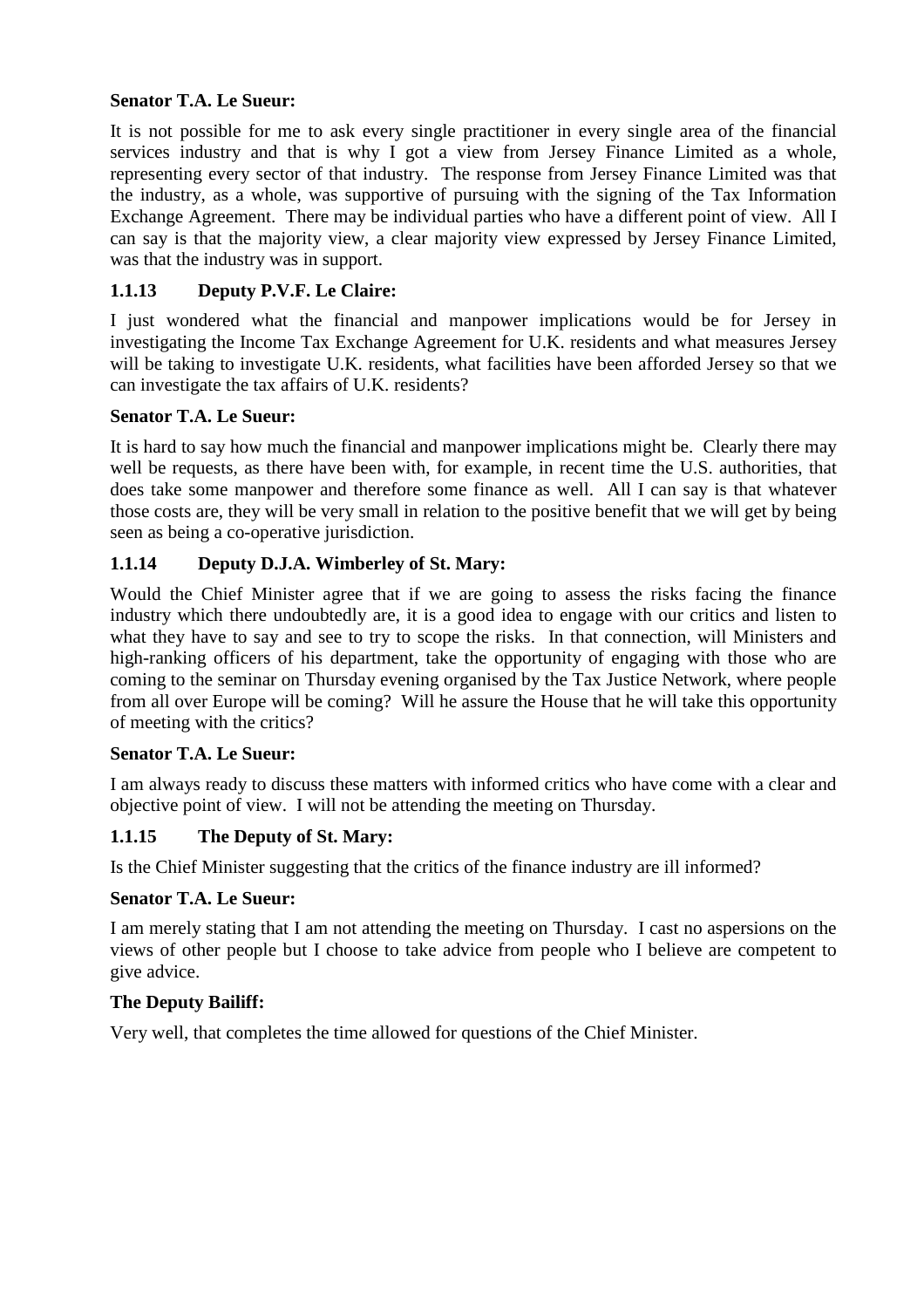**Senator T.A. Le Sueur:**

It is not possible for me to ask every single practitioner in every single area of the financial services industry and that is why I got a view from Jersey Finance Limited as a whole, representing every sector of that industry. The response from Jersey Finance Limited was that the industry, as a whole, was supportive of pursuing with the signing of the Tax Information Exchange Agreement. There may be individual parties who have a different point of view. All I can say is that the majority view, a clear majority view expressed by Jersey Finance Limited, was that the industry was in support.

### 1.1.13 Deputy P.V.F. Le Claire:

I just wondered what the financial and manpower implications would be for Jersey in investigating the Income Tax Exchange Agreement for U.K. residents and what measures Jersey will be taking to investigate U.K. residents, what facilities have been afforded Jersey so that we can investigate the tax affairs of U.K. residents?

**Senator T.A. Le Sueur:**

It is hard to say how much the financial and manpower implications might be. Clearly there may well be requests, as there have been with, for example, in recent time the U.S. authorities, that does take some manpower and therefore some finance as well. All I can say is that whatever those costs are, they will be very small in relation to the positive benefit that we will get by being seen as being a co-operative jurisdiction.

### 1.1.14 Deputy D.J.A. Wimberley of St. Mary:

Would the Chief Minister agree that if we are going to assess the risks facing the finance industry which there undoubtedly are, it is a good idea to engage with our critics and listen to what they have to say and see to try to scope the risks. In that connection, will Ministers and high-ranking officers of his department, take the opportunity of engaging with those who are coming to the seminar on Thursday evening organised by the Tax Justice Network, where people from all over Europe will be coming? Will he assure the House that he will take this opportunity of meeting with the critics?

**Senator T.A. Le Sueur:**

I am always ready to discuss these matters with informed critics who have come with a clear and objective point of view. I will not be attending the meeting on Thursday.

### 1.1.15 The Deputy of St. Mary:

Is the Chief Minister suggesting that the critics of the finance industry are ill informed?

**Senator T.A. Le Sueur:**

I am merely stating that I am not attending the meeting on Thursday. I cast no aspersions on the views of other people but I choose to take advice from people who I believe are competent to give advice.

**The Deputy Bailiff:**

Very well, that completes the time allowed for questions of the Chief Minister.